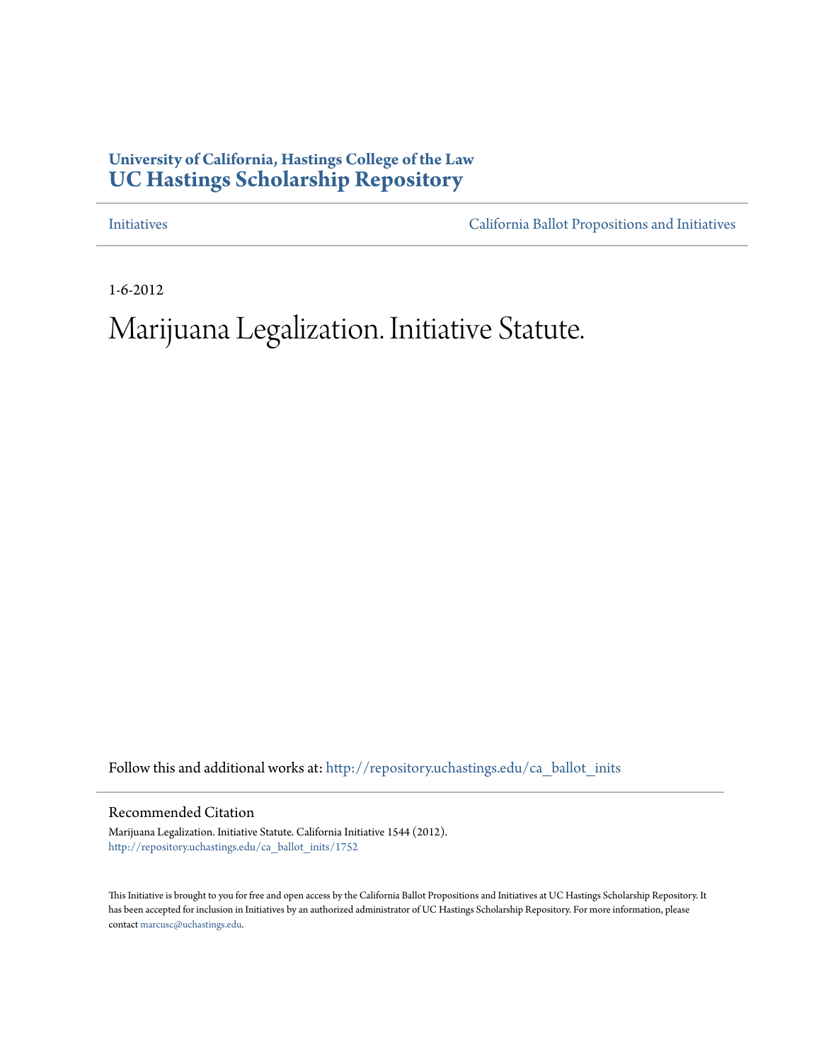**University of California, Hastings College of the Law**
# UC Hastings Scholarship Repository

Initiatives | California Ballot Propositions and Initiatives

1-6-2012

# Marijuana Legalization. Initiative Statute.

Follow this and additional works at: http://repository.uchastings.edu/ca_ballot_inits

## Recommended Citation

Marijuana Legalization. Initiative Statute. California Initiative 1544 (2012).
http://repository.uchastings.edu/ca_ballot_inits/1752

This Initiative is brought to you for free and open access by the California Ballot Propositions and Initiatives at UC Hastings Scholarship Repository. It has been accepted for inclusion in Initiatives by an authorized administrator of UC Hastings Scholarship Repository. For more information, please contact marcusc@uchastings.edu.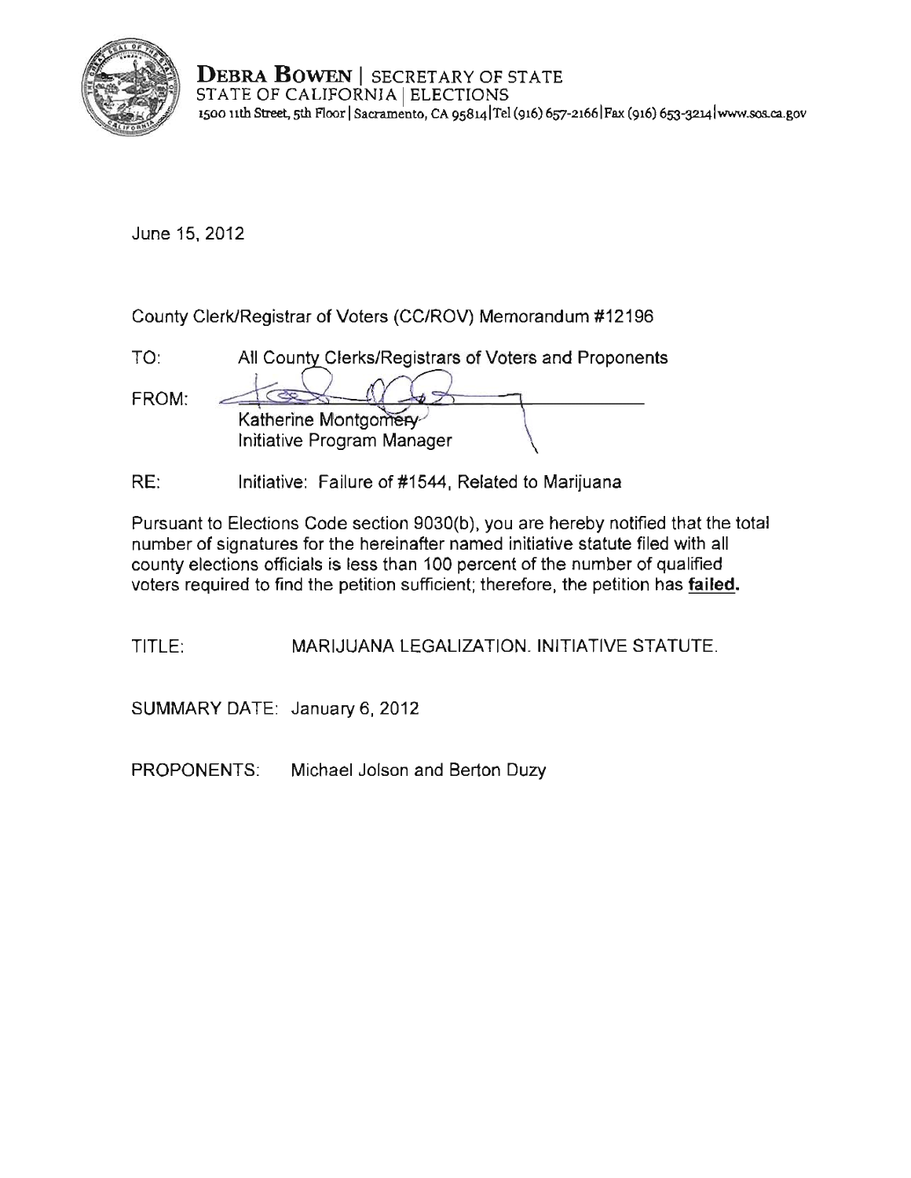**DEBRA BOWEN** | SECRETARY OF STATE
STATE OF CALIFORNIA | ELECTIONS
1500 11th Street, 5th Floor | Sacramento, CA 95814 | Tel (916) 657-2166 | Fax (916) 653-3214 | www.sos.ca.gov

June 15, 2012

County Clerk/Registrar of Voters (CC/ROV) Memorandum #12196

TO: All County Clerks/Registrars of Voters and Proponents

FROM: Katherine Montgomery
Initiative Program Manager

RE: Initiative: Failure of #1544, Related to Marijuana

Pursuant to Elections Code section 9030(b), you are hereby notified that the total number of signatures for the hereinafter named initiative statute filed with all county elections officials is less than 100 percent of the number of qualified voters required to find the petition sufficient; therefore, the petition has **failed.**

TITLE: MARIJUANA LEGALIZATION. INITIATIVE STATUTE.

SUMMARY DATE: January 6, 2012

PROPONENTS: Michael Jolson and Berton Duzy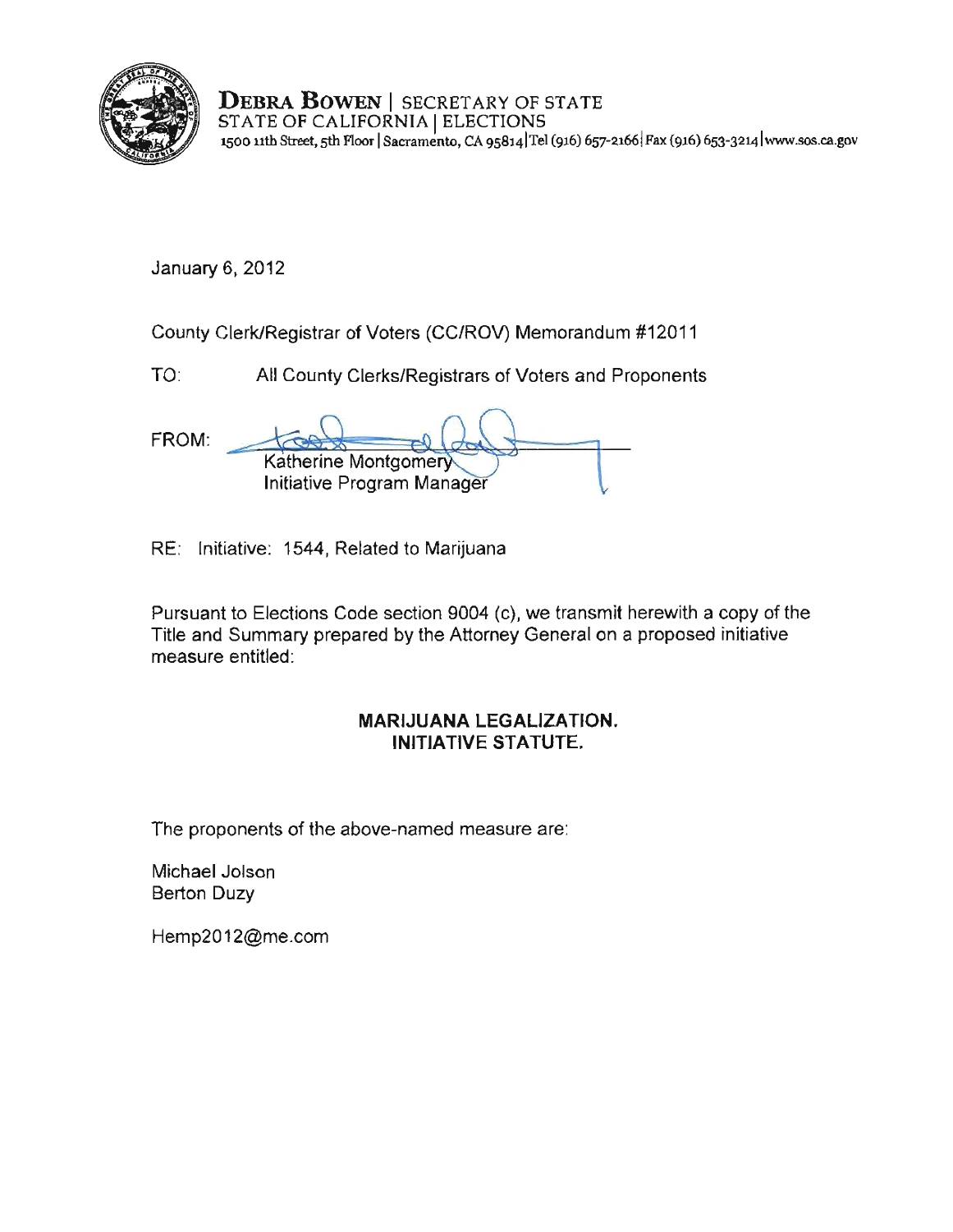**DEBRA BOWEN** | SECRETARY OF STATE
STATE OF CALIFORNIA | ELECTIONS
1500 11th Street, 5th Floor | Sacramento, CA 95814 | Tel (916) 657-2166 | Fax (916) 653-3214 | www.sos.ca.gov

January 6, 2012

County Clerk/Registrar of Voters (CC/ROV) Memorandum #12011

TO: All County Clerks/Registrars of Voters and Proponents

FROM: Katherine Montgomery
Initiative Program Manager

RE: Initiative: 1544, Related to Marijuana

Pursuant to Elections Code section 9004 (c), we transmit herewith a copy of the Title and Summary prepared by the Attorney General on a proposed initiative measure entitled:

**MARIJUANA LEGALIZATION.**
**INITIATIVE STATUTE.**

The proponents of the above-named measure are:

Michael Jolson
Berton Duzy

Hemp2012@me.com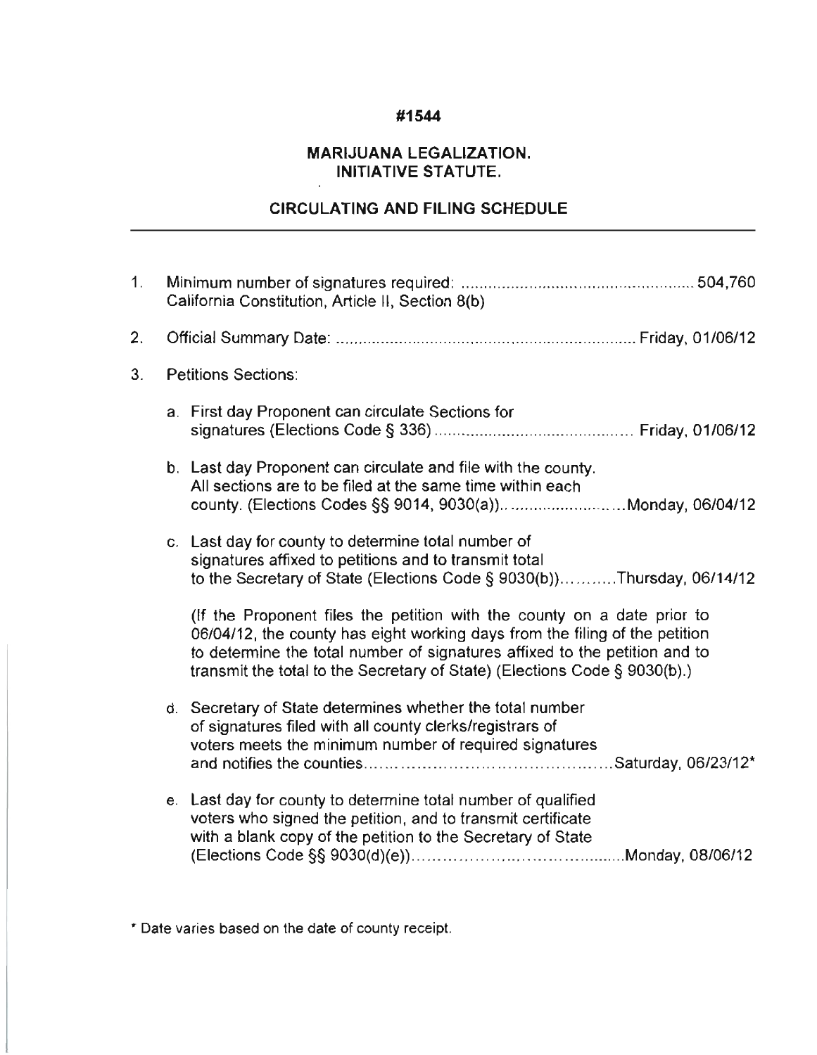# #1544

## MARIJUANA LEGALIZATION.
## INITIATIVE STATUTE.

### CIRCULATING AND FILING SCHEDULE

1. Minimum number of signatures required: .................................................... 504,760
   California Constitution, Article II, Section 8(b)

2. Official Summary Date: .................................................................. Friday, 01/06/12

3. Petitions Sections:

   a. First day Proponent can circulate Sections for signatures (Elections Code § 336) ............................................ Friday, 01/06/12

   b. Last day Proponent can circulate and file with the county. All sections are to be filed at the same time within each county. (Elections Codes §§ 9014, 9030(a)).. ........................Monday, 06/04/12

   c. Last day for county to determine total number of signatures affixed to petitions and to transmit total to the Secretary of State (Elections Code § 9030(b))...........Thursday, 06/14/12

      (If the Proponent files the petition with the county on a date prior to 06/04/12, the county has eight working days from the filing of the petition to determine the total number of signatures affixed to the petition and to transmit the total to the Secretary of State) (Elections Code § 9030(b).)

   d. Secretary of State determines whether the total number of signatures filed with all county clerks/registrars of voters meets the minimum number of required signatures and notifies the counties..............................................Saturday, 06/23/12*

   e. Last day for county to determine total number of qualified voters who signed the petition, and to transmit certificate with a blank copy of the petition to the Secretary of State (Elections Code §§ 9030(d)(e))..........................................Monday, 08/06/12

\* Date varies based on the date of county receipt.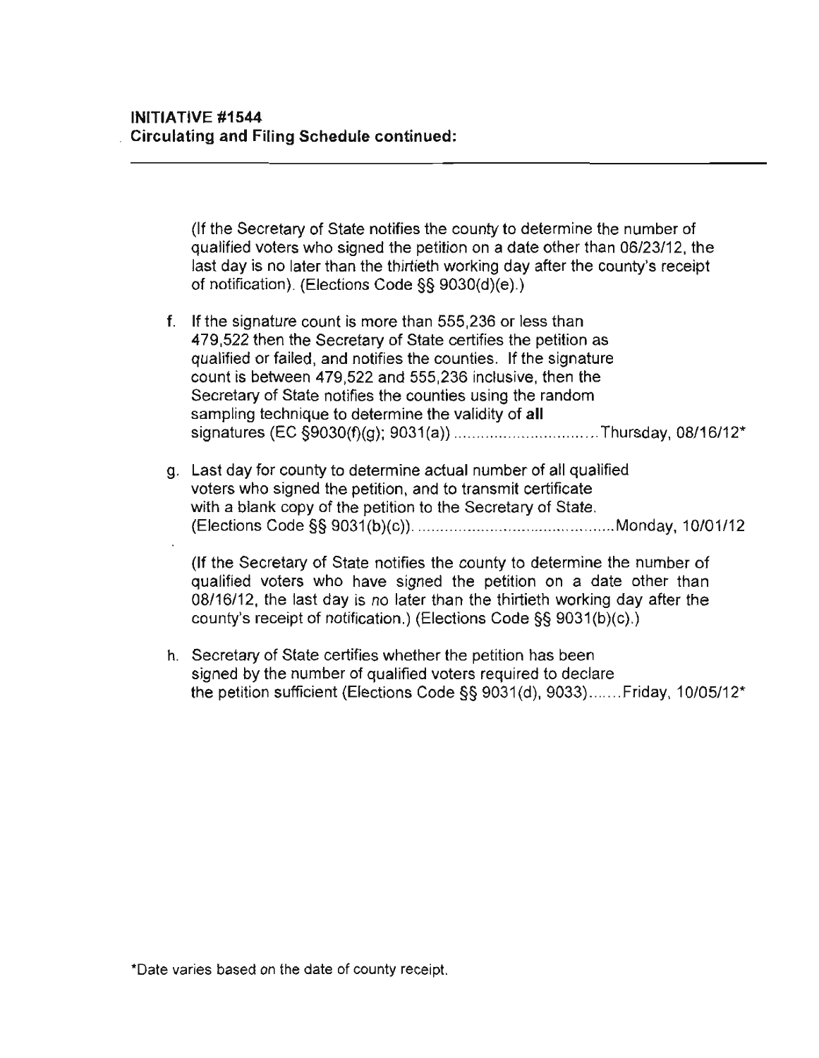**INITIATIVE #1544**
**Circulating and Filing Schedule continued:**

(If the Secretary of State notifies the county to determine the number of qualified voters who signed the petition on a date other than 06/23/12, the last day is no later than the thirtieth working day after the county's receipt of notification). (Elections Code §§ 9030(d)(e).)

f. If the signature count is more than 555,236 or less than 479,522 then the Secretary of State certifies the petition as qualified or failed, and notifies the counties. If the signature count is between 479,522 and 555,236 inclusive, then the Secretary of State notifies the counties using the random sampling technique to determine the validity of **all** signatures (EC §9030(f)(g); 9031(a)) ................................ Thursday, 08/16/12*

g. Last day for county to determine actual number of all qualified voters who signed the petition, and to transmit certificate with a blank copy of the petition to the Secretary of State. (Elections Code §§ 9031(b)(c)). ............................................ Monday, 10/01/12

   (If the Secretary of State notifies the county to determine the number of qualified voters who have signed the petition on a date other than 08/16/12, the last day is no later than the thirtieth working day after the county's receipt of notification.) (Elections Code §§ 9031(b)(c).)

h. Secretary of State certifies whether the petition has been signed by the number of qualified voters required to declare the petition sufficient (Elections Code §§ 9031(d), 9033)....... Friday, 10/05/12*

*Date varies based on the date of county receipt.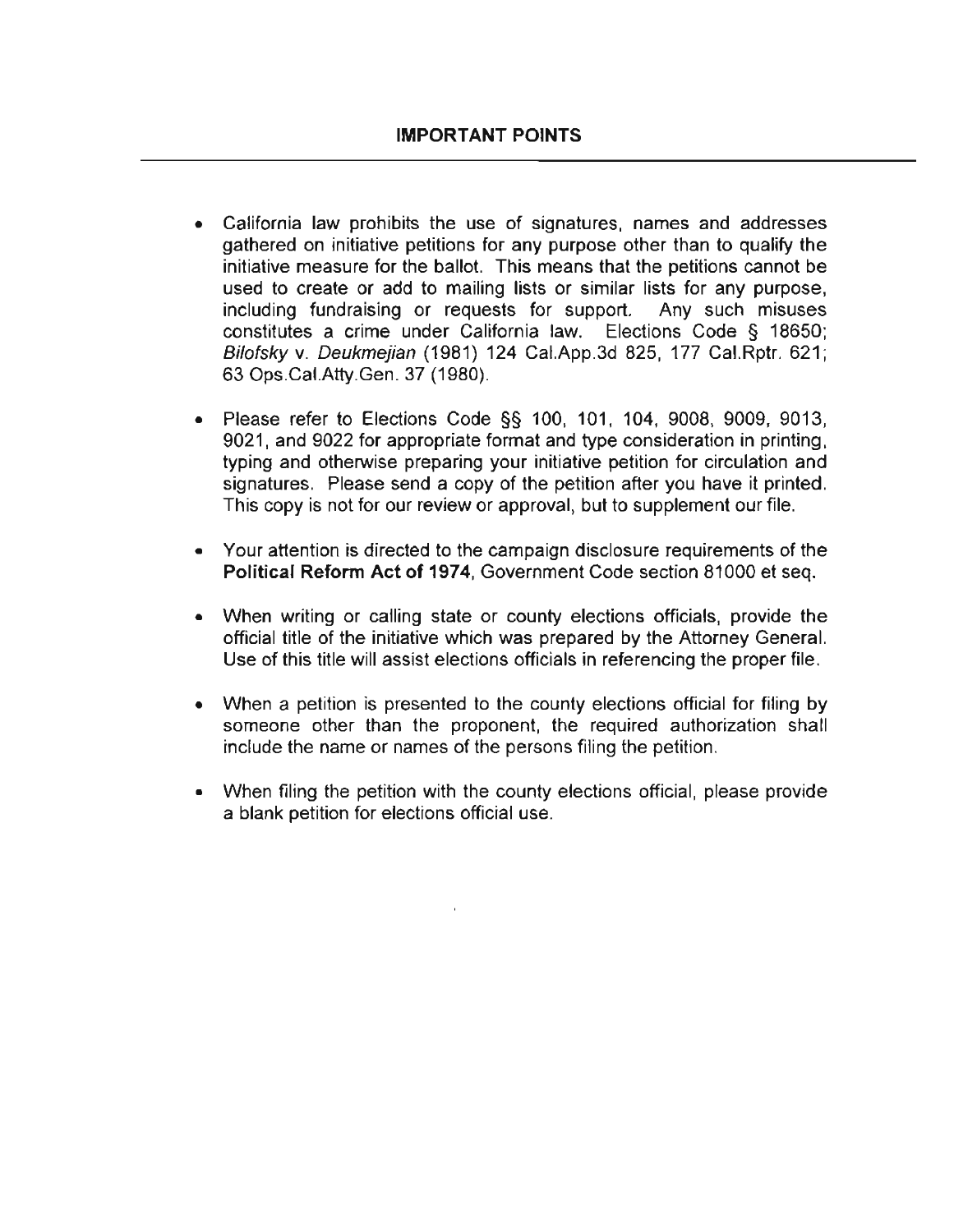## IMPORTANT POINTS

- California law prohibits the use of signatures, names and addresses gathered on initiative petitions for any purpose other than to qualify the initiative measure for the ballot. This means that the petitions cannot be used to create or add to mailing lists or similar lists for any purpose, including fundraising or requests for support. Any such misuses constitutes a crime under California law. Elections Code § 18650; *Bilofsky* v. *Deukmejian* (1981) 124 Cal.App.3d 825, 177 Cal.Rptr. 621; 63 Ops.Cal.Atty.Gen. 37 (1980).

- Please refer to Elections Code §§ 100, 101, 104, 9008, 9009, 9013, 9021, and 9022 for appropriate format and type consideration in printing, typing and otherwise preparing your initiative petition for circulation and signatures. Please send a copy of the petition after you have it printed. This copy is not for our review or approval, but to supplement our file.

- Your attention is directed to the campaign disclosure requirements of the **Political Reform Act of 1974**, Government Code section 81000 et seq.

- When writing or calling state or county elections officials, provide the official title of the initiative which was prepared by the Attorney General. Use of this title will assist elections officials in referencing the proper file.

- When a petition is presented to the county elections official for filing by someone other than the proponent, the required authorization shall include the name or names of the persons filing the petition.

- When filing the petition with the county elections official, please provide a blank petition for elections official use.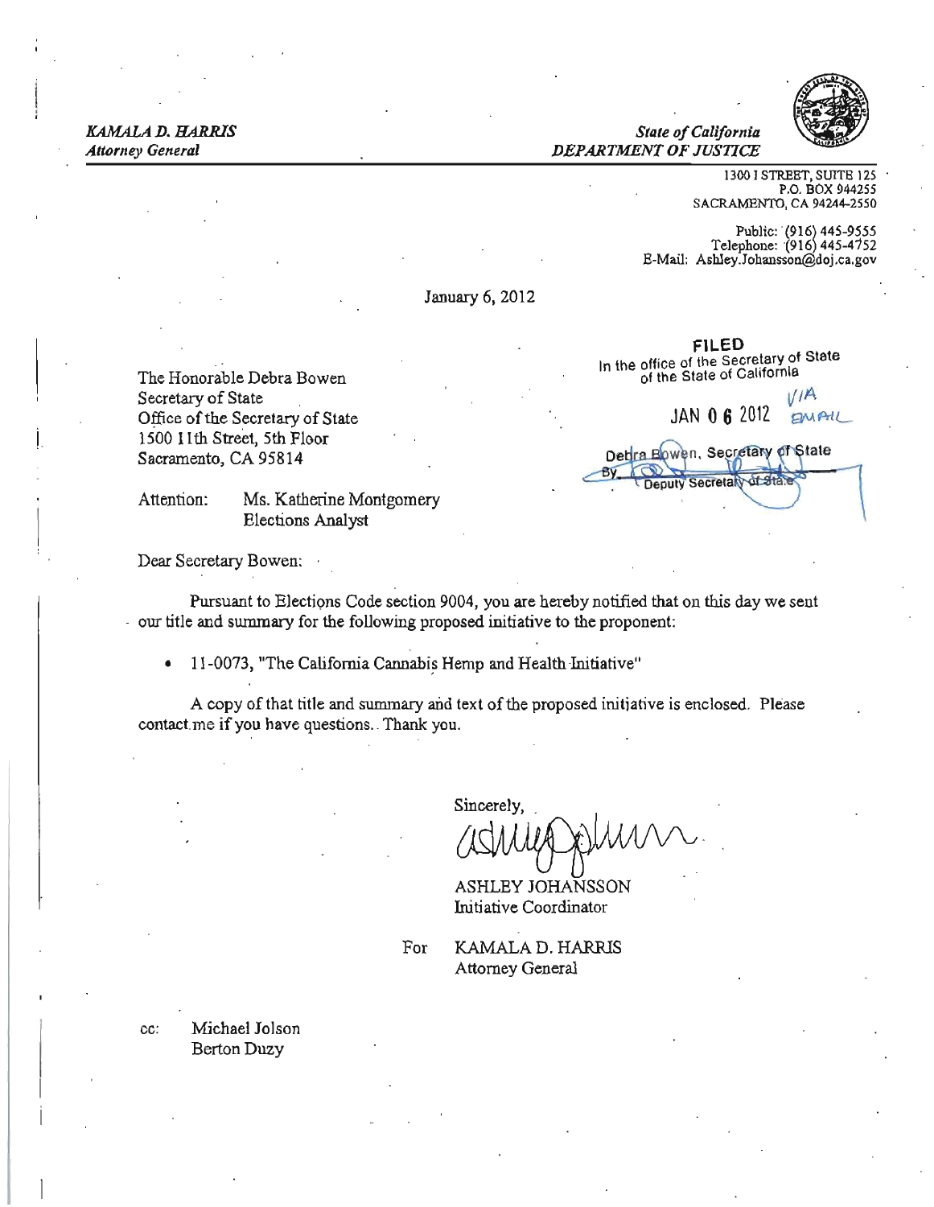*KAMALA D. HARRIS*
*Attorney General*

*State of California*
*DEPARTMENT OF JUSTICE*

1300 I STREET, SUITE 125
P.O. BOX 944255
SACRAMENTO, CA 94244-2550

Public: (916) 445-9555
Telephone: (916) 445-4752
E-Mail: Ashley.Johansson@doj.ca.gov

January 6, 2012

FILED
In the office of the Secretary of State
of the State of California

JAN 06 2012 VIA EMAIL

Debra Bowen, Secretary of State
By ______ Deputy Secretary of State

The Honorable Debra Bowen
Secretary of State
Office of the Secretary of State
1500 11th Street, 5th Floor
Sacramento, CA 95814

Attention: Ms. Katherine Montgomery
Elections Analyst

Dear Secretary Bowen:

Pursuant to Elections Code section 9004, you are hereby notified that on this day we sent our title and summary for the following proposed initiative to the proponent:

- 11-0073, "The California Cannabis Hemp and Health Initiative"

A copy of that title and summary and text of the proposed initiative is enclosed. Please contact me if you have questions. Thank you.

Sincerely,

ASHLEY JOHANSSON
Initiative Coordinator

For KAMALA D. HARRIS
Attorney General

cc: Michael Jolson
Berton Duzy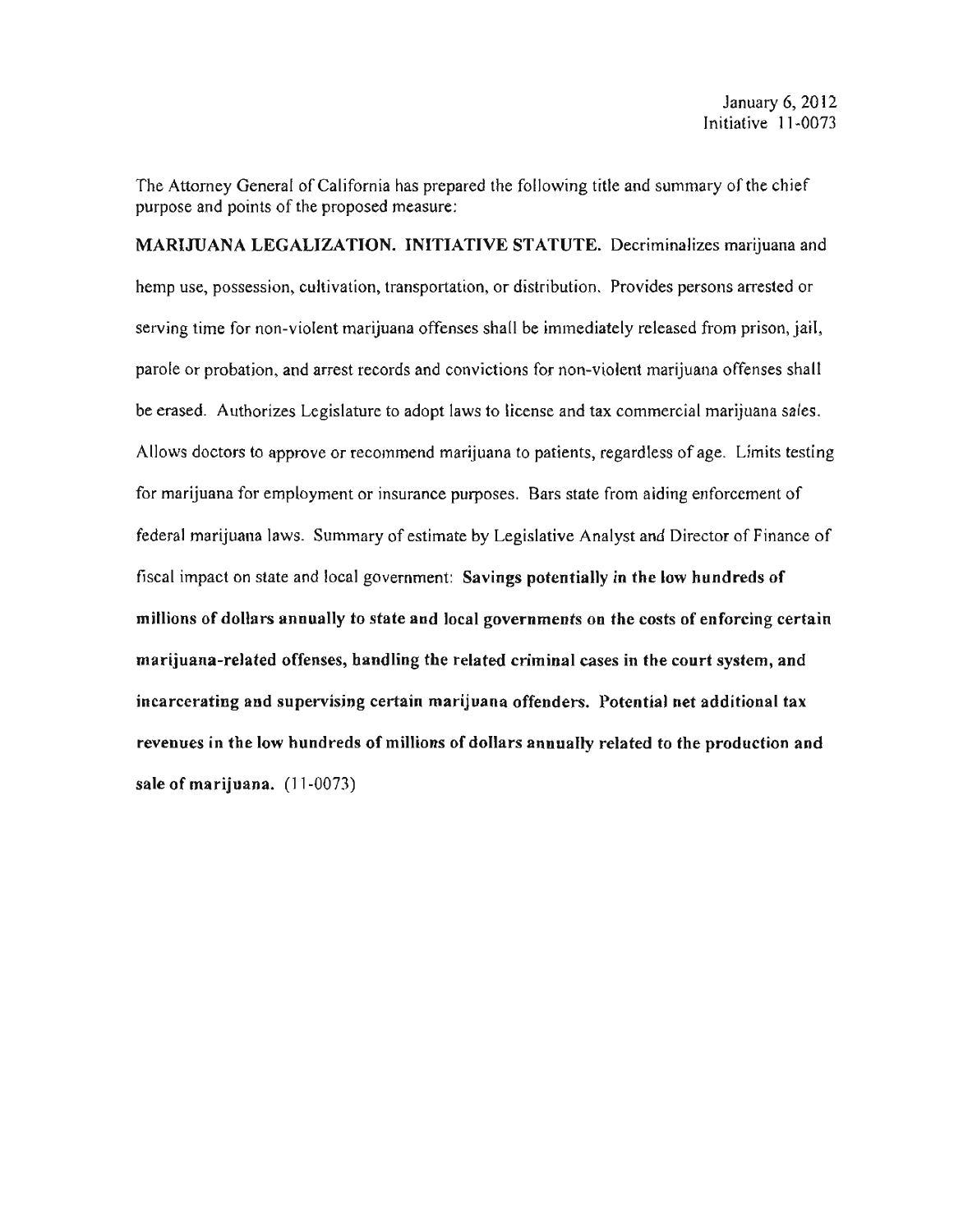January 6, 2012
Initiative 11-0073

The Attorney General of California has prepared the following title and summary of the chief purpose and points of the proposed measure:

**MARIJUANA LEGALIZATION. INITIATIVE STATUTE.** Decriminalizes marijuana and hemp use, possession, cultivation, transportation, or distribution. Provides persons arrested or serving time for non-violent marijuana offenses shall be immediately released from prison, jail, parole or probation, and arrest records and convictions for non-violent marijuana offenses shall be erased. Authorizes Legislature to adopt laws to license and tax commercial marijuana sales. Allows doctors to approve or recommend marijuana to patients, regardless of age. Limits testing for marijuana for employment or insurance purposes. Bars state from aiding enforcement of federal marijuana laws. Summary of estimate by Legislative Analyst and Director of Finance of fiscal impact on state and local government: **Savings potentially in the low hundreds of millions of dollars annually to state and local governments on the costs of enforcing certain marijuana-related offenses, handling the related criminal cases in the court system, and incarcerating and supervising certain marijuana offenders. Potential net additional tax revenues in the low hundreds of millions of dollars annually related to the production and sale of marijuana.** (11-0073)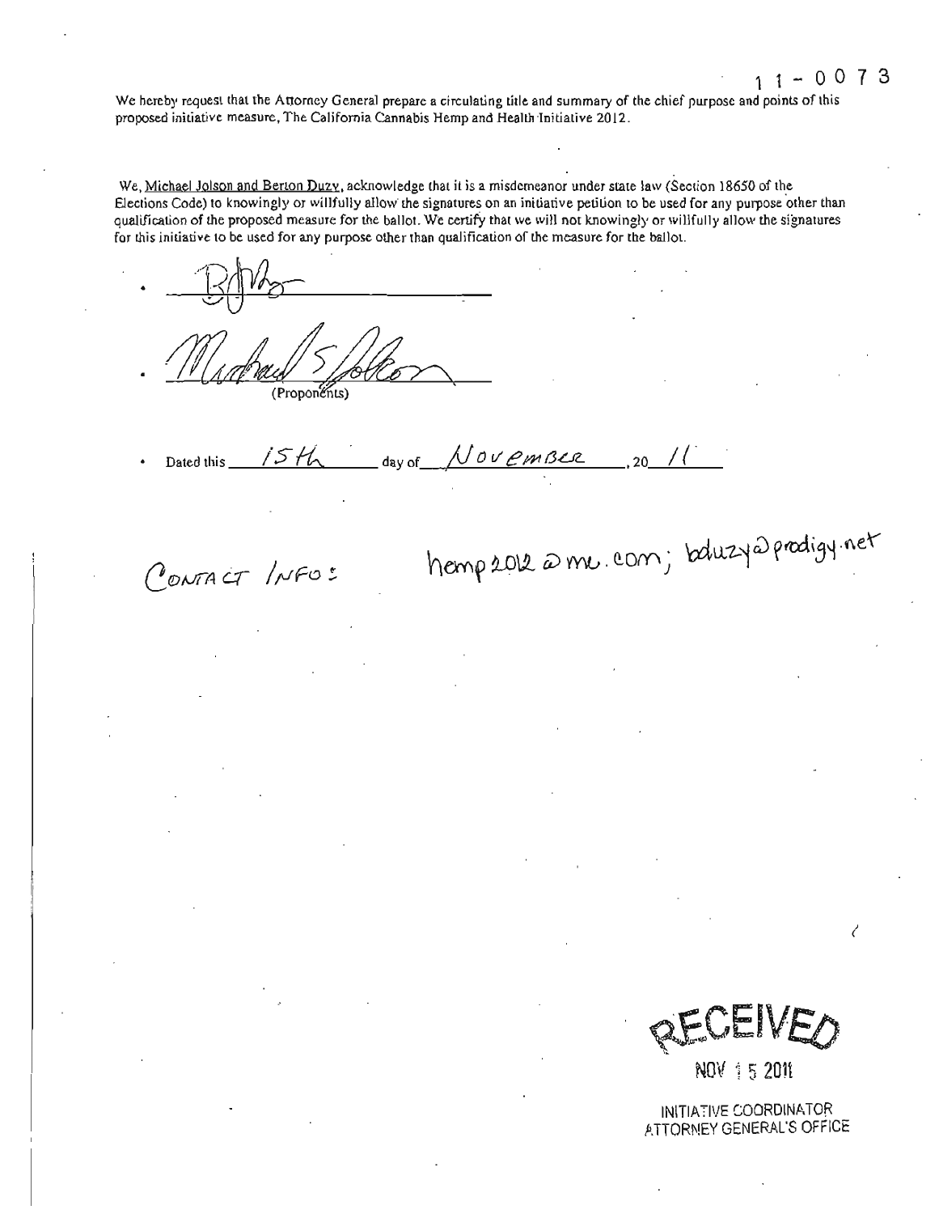11-0073

We hereby request that the Attorney General prepare a circulating title and summary of the chief purpose and points of this proposed initiative measure, The California Cannabis Hemp and Health Initiative 2012.

We, Michael Jolson and Berton Duzy, acknowledge that it is a misdemeanor under state law (Section 18650 of the Elections Code) to knowingly or willfully allow the signatures on an initiative petition to be used for any purpose other than qualification of the proposed measure for the ballot. We certify that we will not knowingly or willfully allow the signatures for this initiative to be used for any purpose other than qualification of the measure for the ballot.

- ______________________
- ______________________ (Proponents)
- Dated this 15th day of November, 20 11

CONTACT INFO: hemp2012@me.com; bduzy@prodigy.net

RECEIVED
NOV 15 2011
INITIATIVE COORDINATOR
ATTORNEY GENERAL'S OFFICE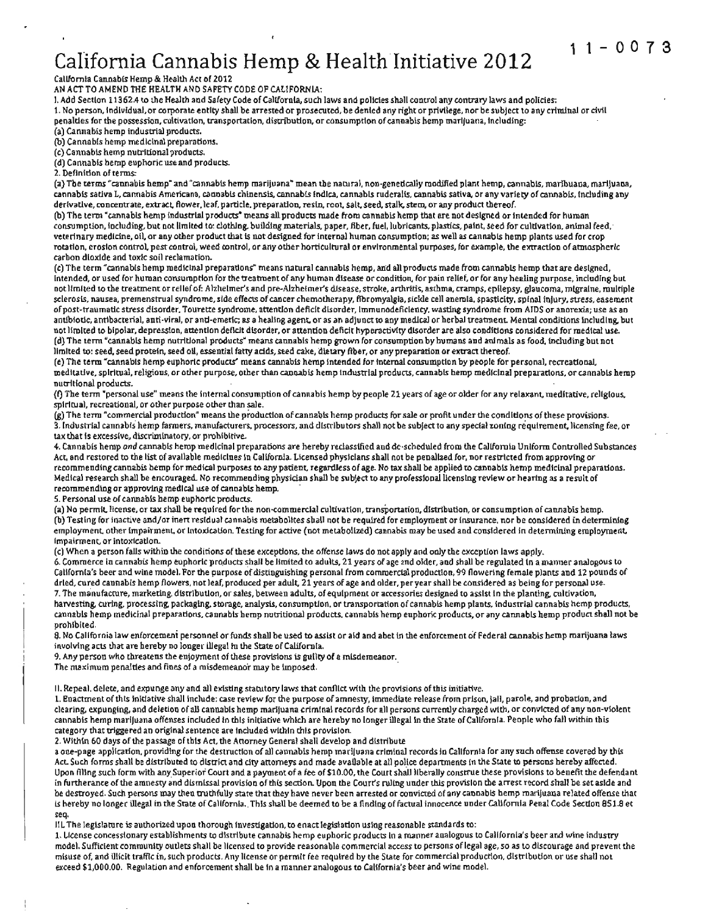11-0073

# California Cannabis Hemp & Health Initiative 2012

California Cannabis Hemp & Health Act of 2012

AN ACT TO AMEND THE HEALTH AND SAFETY CODE OF CALIFORNIA:

I. Add Section 11362.4 to the Health and Safety Code of California, such laws and policies shall control any contrary laws and policies:

1. No person, individual, or corporate entity shall be arrested or prosecuted, be denied any right or privilege, nor be subject to any criminal or civil penalties for the possession, cultivation, transportation, distribution, or consumption of cannabis hemp marijuana, including:

(a) Cannabis hemp industrial products.

(b) Cannabis hemp medicinal preparations.

(c) Cannabis hemp nutritional products.

(d) Cannabis hemp euphoric use and products.

2. Definition of terms:

(a) The terms "cannabis hemp" and "cannabis hemp marijuana" mean the natural, non-genetically modified plant hemp, cannabis, marihuana, marijuana, cannabis sativa L, cannabis Americana, cannabis chinensis, cannabis indica, cannabis ruderalis, cannabis sativa, or any variety of cannabis, including any derivative, concentrate, extract, flower, leaf, particle, preparation, resin, root, salt, seed, stalk, stem, or any product thereof.

(b) The term "cannabis hemp industrial products" means all products made from cannabis hemp that are not designed or intended for human consumption, including, but not limited to: clothing, building materials, paper, fiber, fuel, lubricants, plastics, paint, seed for cultivation, animal feed, veterinary medicine, oil, or any other product that is not designed for internal human consumption; as well as cannabis hemp plants used for crop rotation, erosion control, pest control, weed control, or any other horticultural or environmental purposes, for example, the extraction of atmospheric carbon dioxide and toxic soil reclamation.

(c) The term "cannabis hemp medicinal preparations" means natural cannabis hemp, and all products made from cannabis hemp that are designed, intended, or used for human consumption for the treatment of any human disease or condition, for pain relief, or for any healing purpose, including but not limited to the treatment or relief of: Alzheimer's and pre-Alzheimer's disease, stroke, arthritis, asthma, cramps, epilepsy, glaucoma, migraine, multiple sclerosis, nausea, premenstrual syndrome, side effects of cancer chemotherapy, fibromyalgia, sickle cell anemia, spasticity, spinal injury, stress, easement of post-traumatic stress disorder, Tourette syndrome, attention deficit disorder, immunodeficiency, wasting syndrome from AIDS or anorexia; use as an antibiotic, antibacterial, anti-viral, or anti-emetic; as a healing agent, or as an adjunct to any medical or herbal treatment. Mental conditions including, but not limited to bipolar, depression, attention deficit disorder, or attention deficit hyperactivity disorder are also conditions considered for medical use.

(d) The term "cannabis hemp nutritional products" means cannabis hemp grown for consumption by humans and animals as food, including but not limited to: seed, seed protein, seed oil, essential fatty acids, seed cake, dietary fiber, or any preparation or extract thereof.

(e) The term "cannabis hemp euphoric products" means cannabis hemp intended for internal consumption by people for personal, recreational, meditative, spiritual, religious, or other purpose, other than cannabis hemp industrial products, cannabis hemp medicinal preparations, or cannabis hemp nutritional products.

(f) The term "personal use" means the internal consumption of cannabis hemp by people 21 years of age or older for any relaxant, meditative, religious, spiritual, recreational, or other purpose other than sale.

(g) The term "commercial production" means the production of cannabis hemp products for sale or profit under the conditions of these provisions.

3. Industrial cannabis hemp farmers, manufacturers, processors, and distributors shall not be subject to any special zoning requirement, licensing fee, or tax that is excessive, discriminatory, or prohibitive.

4. Cannabis hemp *and* cannabis hemp medicinal preparations are hereby reclassified and de-scheduled from the California Uniform Controlled Substances Act, and restored to the list of available medicines in California. Licensed physicians shall not be penalized for, nor restricted from approving or recommending cannabis hemp for medical purposes to any patient, regardless of age. No tax shall be applied to cannabis hemp medicinal preparations. Medical research shall be encouraged. No recommending physician shall be subject to any professional licensing review or hearing as a result of recommending or approving medical use of cannabis hemp.

5. Personal use of cannabis hemp euphoric products.

(a) No permit, license, or tax shall be required for the non-commercial cultivation, transportation, distribution, or consumption of cannabis hemp.

(b) Testing for inactive and/or inert residual cannabis metabolites shall not be required for employment or insurance, nor be considered in determining employment, other impairment, or intoxication. Testing for active (not metabolized) cannabis may be used and considered in determining employment, impairment, or intoxication.

(c) When a person falls within the conditions of these exceptions, the offense laws do not apply and only the exception laws apply.

6. Commerce in cannabis hemp euphoric products shall be limited to adults, 21 years of age and older, and shall be regulated in a manner analogous to California's beer and wine model. For the purpose of distinguishing personal from commercial production, 99 flowering female plants and 12 pounds of dried, cured cannabis hemp flowers, not leaf, produced per adult, 21 years of age and older, per year shall be considered as being for personal use.

7. The manufacture, marketing, distribution, or sales, between adults, of equipment or accessories designed to assist in the planting, cultivation, harvesting, curing, processing, packaging, storage, analysis, consumption, or transportation of cannabis hemp plants, industrial cannabis hemp products, cannabis hemp medicinal preparations, cannabis hemp nutritional products, cannabis hemp euphoric products, or any cannabis hemp product shall not be prohibited.

8. No California law enforcement personnel or funds shall be used to assist or aid and abet in the enforcement of Federal cannabis hemp marijuana laws involving acts that are hereby no longer illegal in the State of California.

9. Any person who threatens the enjoyment of these provisions is guilty of a misdemeanor. The maximum penalties and fines of a misdemeanor may be imposed.

II. Repeal, delete, and expunge any and all existing statutory laws that conflict with the provisions of this initiative.

1. Enactment of this initiative shall include: case review for the purpose of amnesty, immediate release from prison, jail, parole, and probation, and clearing, expunging, and deletion of all cannabis hemp marijuana criminal records for all persons currently charged with, or convicted of any non-violent cannabis hemp marijuana offenses included in this initiative which are hereby no longer illegal in the State of California. People who fall within this category that triggered an original sentence are included within this provision.

2. Within 60 days of the passage of this Act, the Attorney General shall develop and distribute a one-page application, providing for the destruction of all cannabis hemp marijuana criminal records in California for any such offense covered by this Act. Such forms shall be distributed to district and city attorneys and made available at all police departments in the State to persons hereby affected. Upon filing such form with any Superior Court and a payment of a fee of $10.00, the Court shall liberally construe these provisions to benefit the defendant in furtherance of the amnesty and dismissal provision of this section. Upon the Court's ruling under this provision the arrest record shall be set aside and be destroyed. Such persons may then truthfully state that they have never been arrested or convicted of any cannabis hemp marijuana related offense that is hereby no longer illegal in the State of California. This shall be deemed to be a finding of factual innocence under California Penal Code Section 851.8 et seq.

III. The legislature is authorized upon thorough investigation, to enact legislation using reasonable standards to:

1. License concessionary establishments to distribute cannabis hemp euphoric products in a manner analogous to California's beer and wine industry model. Sufficient community outlets shall be licensed to provide reasonable commercial access to persons of legal age, so as to discourage and prevent the misuse of, and illicit traffic in, such products. Any license or permit fee required by the State for commercial production, distribution or use shall not exceed $1,000.00. Regulation and enforcement shall be in a manner analogous to California's beer and wine model.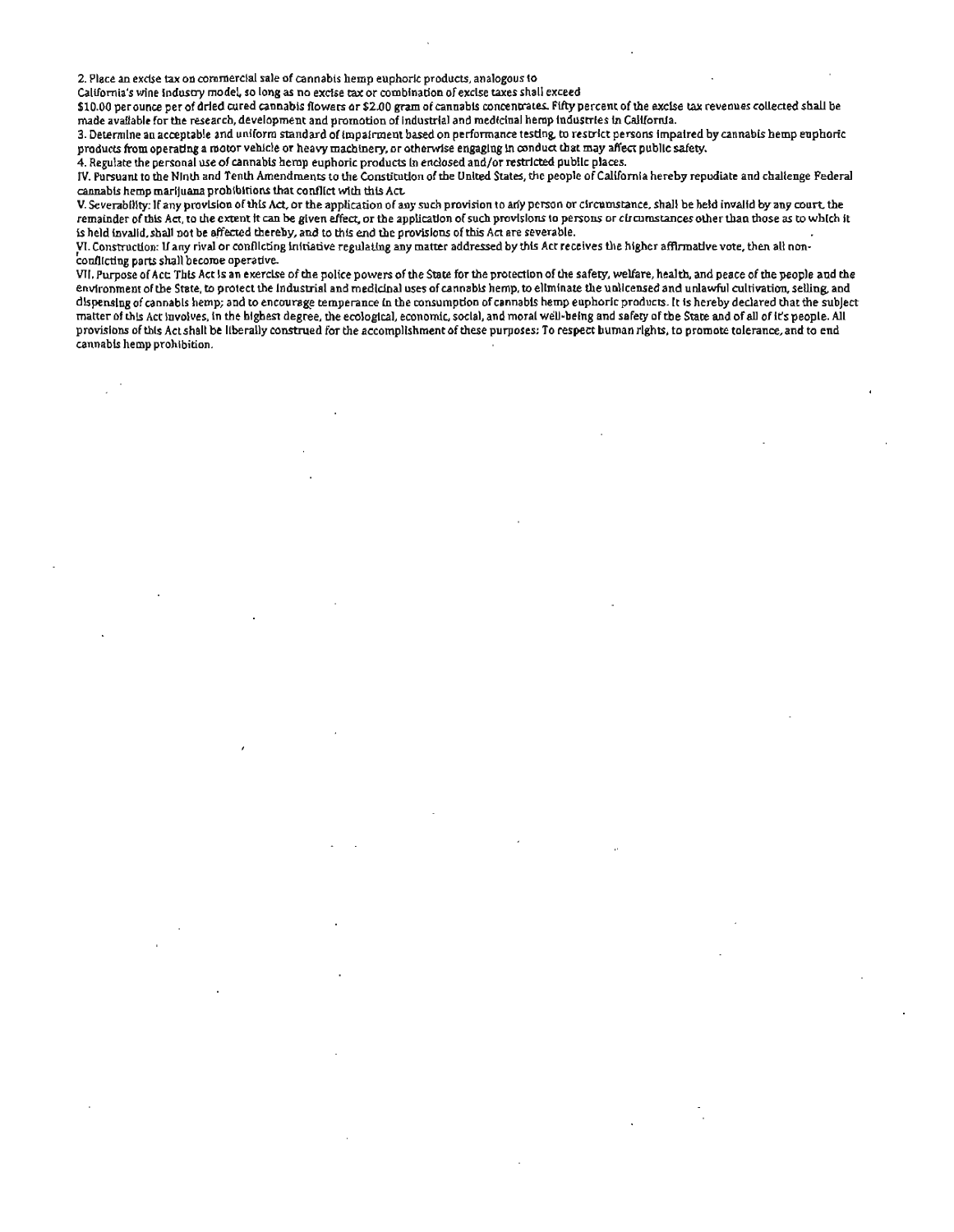2. Place an excise tax on commercial sale of cannabis hemp euphoric products, analogous to California's wine industry model, so long as no excise tax or combination of excise taxes shall exceed $10.00 per ounce per of dried cured cannabis flowers or $2.00 gram of cannabis concentrates. Fifty percent of the excise tax revenues collected shall be made available for the research, development and promotion of industrial and medicinal hemp industries in California.

3. Determine an acceptable and uniform standard of impairment based on performance testing, to restrict persons impaired by cannabis hemp euphoric products from operating a motor vehicle or heavy machinery, or otherwise engaging in conduct that may affect public safety.

4. Regulate the personal use of cannabis hemp euphoric products in enclosed and/or restricted public places.

IV. Pursuant to the Ninth and Tenth Amendments to the Constitution of the United States, the people of California hereby repudiate and challenge Federal cannabis hemp marijuana prohibitions that conflict with this Act.

V. Severability: If any provision of this Act, or the application of any such provision to any person or circumstance, shall be held invalid by any court, the remainder of this Act, to the extent it can be given effect, or the application of such provisions to persons or circumstances other than those as to which it is held invalid, shall not be affected thereby, and to this end the provisions of this Act are severable.

VI. Construction: If any rival or conflicting initiative regulating any matter addressed by this Act receives the higher affirmative vote, then all non-conflicting parts shall become operative.

VII. Purpose of Act: This Act is an exercise of the police powers of the State for the protection of the safety, welfare, health, and peace of the people and the environment of the State, to protect the industrial and medicinal uses of cannabis hemp, to eliminate the unlicensed and unlawful cultivation, selling, and dispensing of cannabis hemp; and to encourage temperance in the consumption of cannabis hemp euphoric products. It is hereby declared that the subject matter of this Act involves, in the highest degree, the ecological, economic, social, and moral well-being and safety of the State and of all of it's people. All provisions of this Act shall be liberally construed for the accomplishment of these purposes: To respect human rights, to promote tolerance, and to end cannabis hemp prohibition.